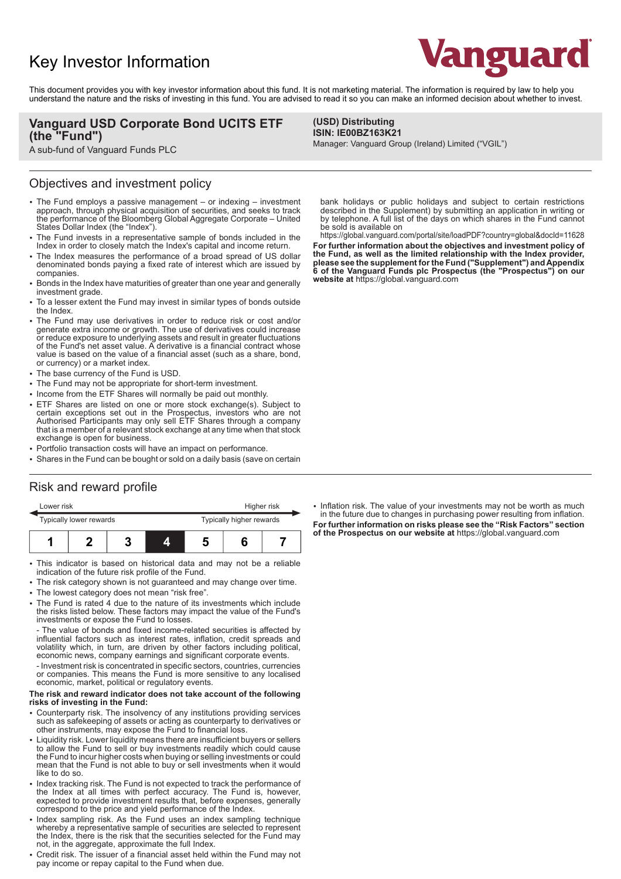# Key Investor Information

Vanguard

This document provides you with key investor information about this fund. It is not marketing material. The information is required by law to help you understand the nature and the risks of investing in this fund. You are advised to read it so you can make an informed decision about whether to invest.

**Vanguard USD Corporate Bond UCITS ETF (the "Fund")**

A sub-fund of Vanguard Funds PLC

**(USD) Distributing**
**ISIN: IE00BZ163K21**
Manager: Vanguard Group (Ireland) Limited ("VGIL")

## Objectives and investment policy

- The Fund employs a passive management – or indexing – investment approach, through physical acquisition of securities, and seeks to track the performance of the Bloomberg Global Aggregate Corporate – United States Dollar Index (the "Index").
- The Fund invests in a representative sample of bonds included in the Index in order to closely match the Index's capital and income return.
- The Index measures the performance of a broad spread of US dollar denominated bonds paying a fixed rate of interest which are issued by companies.
- Bonds in the Index have maturities of greater than one year and generally investment grade.
- To a lesser extent the Fund may invest in similar types of bonds outside the Index.
- The Fund may use derivatives in order to reduce risk or cost and/or generate extra income or growth. The use of derivatives could increase or reduce exposure to underlying assets and result in greater fluctuations of the Fund's net asset value. A derivative is a financial contract whose value is based on the value of a financial asset (such as a share, bond, or currency) or a market index.
- The base currency of the Fund is USD.
- The Fund may not be appropriate for short-term investment.
- Income from the ETF Shares will normally be paid out monthly.
- ETF Shares are listed on one or more stock exchange(s). Subject to certain exceptions set out in the Prospectus, investors who are not Authorised Participants may only sell ETF Shares through a company that is a member of a relevant stock exchange at any time when that stock exchange is open for business.
- Portfolio transaction costs will have an impact on performance.
- Shares in the Fund can be bought or sold on a daily basis (save on certain bank holidays or public holidays and subject to certain restrictions described in the Supplement) by submitting an application in writing or by telephone. A full list of the days on which shares in the Fund cannot be sold is available on https://global.vanguard.com/portal/site/loadPDF?country=global&docId=11628

**For further information about the objectives and investment policy of the Fund, as well as the limited relationship with the Index provider, please see the supplement for the Fund ("Supplement") and Appendix 6 of the Vanguard Funds plc Prospectus (the "Prospectus") on our website at** https://global.vanguard.com

## Risk and reward profile

| Lower risk | | | | | | Higher risk |
|---|---|---|---|---|---|---|
| Typically lower rewards | | | | | | Typically higher rewards |
| 1 | 2 | 3 | **4** | 5 | 6 | 7 |

- This indicator is based on historical data and may not be a reliable indication of the future risk profile of the Fund.
- The risk category shown is not guaranteed and may change over time.
- The lowest category does not mean "risk free".
- The Fund is rated 4 due to the nature of its investments which include the risks listed below. These factors may impact the value of the Fund's investments or expose the Fund to losses.

  - The value of bonds and fixed income-related securities is affected by influential factors such as interest rates, inflation, credit spreads and volatility which, in turn, are driven by other factors including political, economic news, company earnings and significant corporate events.

  - Investment risk is concentrated in specific sectors, countries, currencies or companies. This means the Fund is more sensitive to any localised economic, market, political or regulatory events.

**The risk and reward indicator does not take account of the following risks of investing in the Fund:**

- Counterparty risk. The insolvency of any institutions providing services such as safekeeping of assets or acting as counterparty to derivatives or other instruments, may expose the Fund to financial loss.
- Liquidity risk. Lower liquidity means there are insufficient buyers or sellers to allow the Fund to sell or buy investments readily which could cause the Fund to incur higher costs when buying or selling investments or could mean that the Fund is not able to buy or sell investments when it would like to do so.
- Index tracking risk. The Fund is not expected to track the performance of the Index at all times with perfect accuracy. The Fund is, however, expected to provide investment results that, before expenses, generally correspond to the price and yield performance of the Index.
- Index sampling risk. As the Fund uses an index sampling technique whereby a representative sample of securities are selected to represent the Index, there is the risk that the securities selected for the Fund may not, in the aggregate, approximate the full Index.
- Credit risk. The issuer of a financial asset held within the Fund may not pay income or repay capital to the Fund when due.
- Inflation risk. The value of your investments may not be worth as much in the future due to changes in purchasing power resulting from inflation.

**For further information on risks please see the "Risk Factors" section of the Prospectus on our website at** https://global.vanguard.com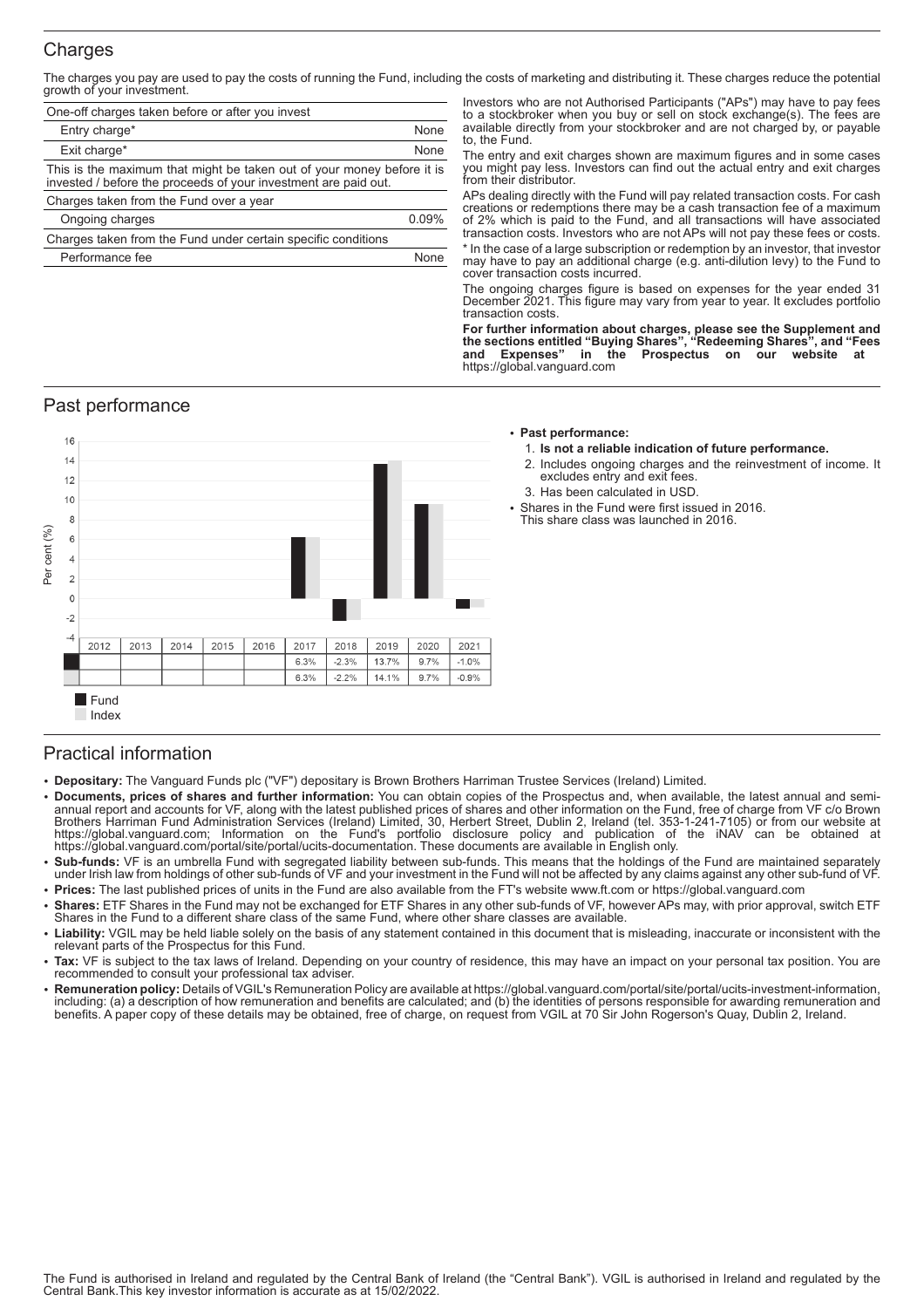## Charges

The charges you pay are used to pay the costs of running the Fund, including the costs of marketing and distributing it. These charges reduce the potential growth of your investment.

| | |
|---|---|
| One-off charges taken before or after you invest | |
| Entry charge* | None |
| Exit charge* | None |
| This is the maximum that might be taken out of your money before it is invested / before the proceeds of your investment are paid out. | |
| Charges taken from the Fund over a year | |
| Ongoing charges | 0.09% |
| Charges taken from the Fund under certain specific conditions | |
| Performance fee | None |

Investors who are not Authorised Participants ("APs") may have to pay fees to a stockbroker when you buy or sell on stock exchange(s). The fees are available directly from your stockbroker and are not charged by, or payable to, the Fund.

The entry and exit charges shown are maximum figures and in some cases you might pay less. Investors can find out the actual entry and exit charges from their distributor.

APs dealing directly with the Fund will pay related transaction costs. For cash creations or redemptions there may be a cash transaction fee of a maximum of 2% which is paid to the Fund, and all transactions will have associated transaction costs. Investors who are not APs will not pay these fees or costs.

* In the case of a large subscription or redemption by an investor, that investor may have to pay an additional charge (e.g. anti-dilution levy) to the Fund to cover transaction costs incurred.

The ongoing charges figure is based on expenses for the year ended 31 December 2021. This figure may vary from year to year. It excludes portfolio transaction costs.

**For further information about charges, please see the Supplement and the sections entitled "Buying Shares", "Redeeming Shares", and "Fees and Expenses" in the Prospectus on our website at** https://global.vanguard.com

## Past performance

Per cent (%)

16, 14, 12, 10, 8, 6, 4, 2, 0, -2, -4

2012 2013 2014 2015 2016 2017 2018 2019 2020 2021

Fund: 6.3% -2.3% 13.7% 9.7% -1.0%

Index: 6.3% -2.2% 14.1% 9.7% -0.9%

Fund

Index

- **Past performance:**
  1. **Is not a reliable indication of future performance.**
  2. Includes ongoing charges and the reinvestment of income. It excludes entry and exit fees.
  3. Has been calculated in USD.
- Shares in the Fund were first issued in 2016.
  This share class was launched in 2016.

## Practical information

- **Depositary:** The Vanguard Funds plc ("VF") depositary is Brown Brothers Harriman Trustee Services (Ireland) Limited.
- **Documents, prices of shares and further information:** You can obtain copies of the Prospectus and, when available, the latest annual and semi-annual report and accounts for VF, along with the latest published prices of shares and other information on the Fund, free of charge from VF c/o Brown Brothers Harriman Fund Administration Services (Ireland) Limited, 30, Herbert Street, Dublin 2, Ireland (tel. 353-1-241-7105) or from our website at https://global.vanguard.com; Information on the Fund's portfolio disclosure policy and publication of the iNAV can be obtained at https://global.vanguard.com/portal/site/portal/ucits-documentation. These documents are available in English only.
- **Sub-funds:** VF is an umbrella Fund with segregated liability between sub-funds. This means that the holdings of the Fund are maintained separately under Irish law from holdings of other sub-funds of VF and your investment in the Fund will not be affected by any claims against any other sub-fund of VF.
- **Prices:** The last published prices of units in the Fund are also available from the FT's website www.ft.com or https://global.vanguard.com
- **Shares:** ETF Shares in the Fund may not be exchanged for ETF Shares in any other sub-funds of VF, however APs may, with prior approval, switch ETF Shares in the Fund to a different share class of the same Fund, where other share classes are available.
- **Liability:** VGIL may be held liable solely on the basis of any statement contained in this document that is misleading, inaccurate or inconsistent with the relevant parts of the Prospectus for this Fund.
- **Tax:** VF is subject to the tax laws of Ireland. Depending on your country of residence, this may have an impact on your personal tax position. You are recommended to consult your professional tax adviser.
- **Remuneration policy:** Details of VGIL's Remuneration Policy are available at https://global.vanguard.com/portal/site/portal/ucits-investment-information, including: (a) a description of how remuneration and benefits are calculated; and (b) the identities of persons responsible for awarding remuneration and benefits. A paper copy of these details may be obtained, free of charge, on request from VGIL at 70 Sir John Rogerson's Quay, Dublin 2, Ireland.

The Fund is authorised in Ireland and regulated by the Central Bank of Ireland (the "Central Bank"). VGIL is authorised in Ireland and regulated by the Central Bank.This key investor information is accurate as at 15/02/2022.